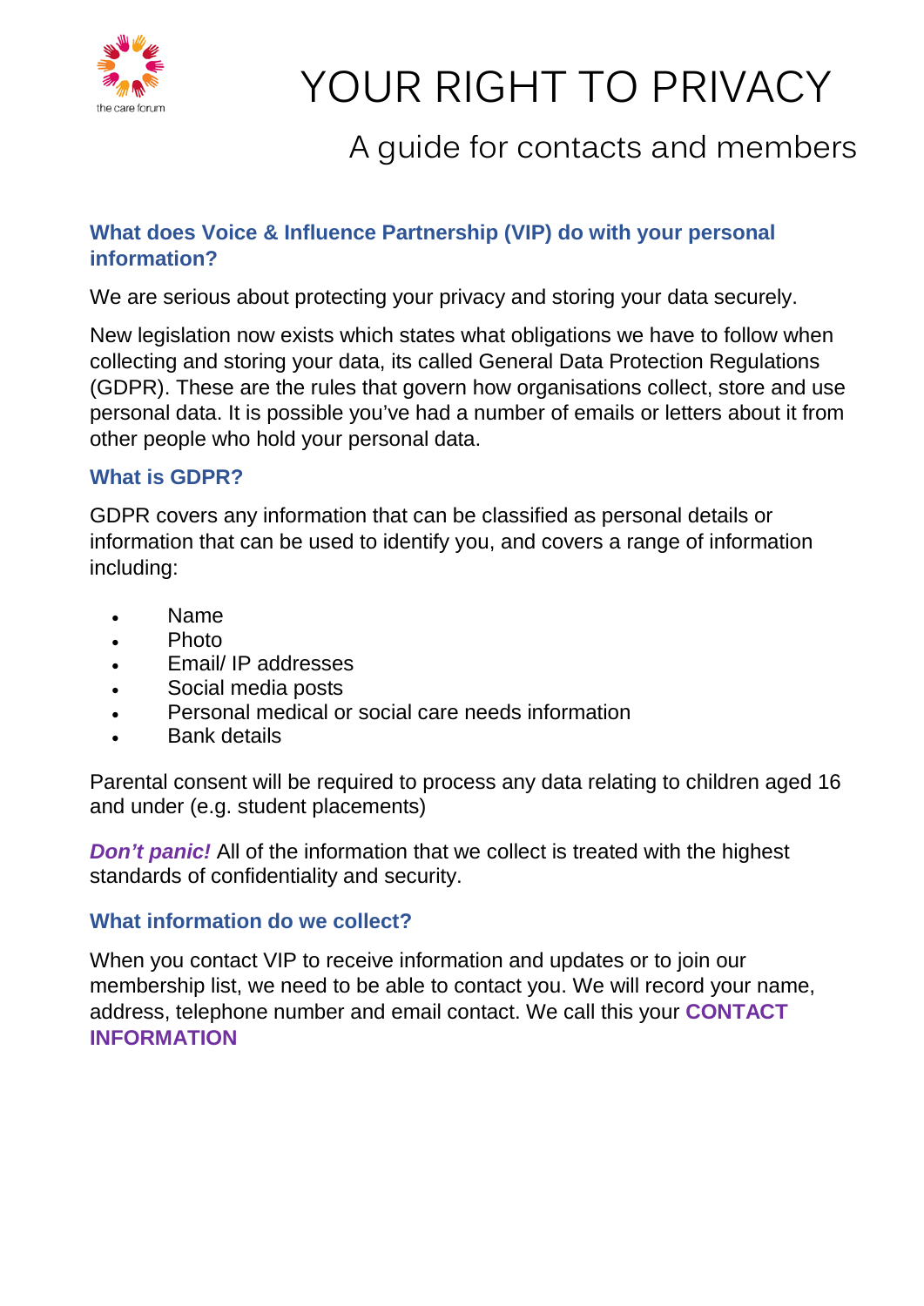the care forum

# YOUR RIGHT TO PRIVACY

## A guide for contacts and members

### What does Voice & Influence Partnership (VIP) do with your personal information?

We are serious about protecting your privacy and storing your data securely.

New legislation now exists which states what obligations we have to follow when collecting and storing your data, its called General Data Protection Regulations (GDPR). These are the rules that govern how organisations collect, store and use personal data. It is possible you've had a number of emails or letters about it from other people who hold your personal data.

### What is GDPR?

GDPR covers any information that can be classified as personal details or information that can be used to identify you, and covers a range of information including:

- Name
- Photo
- Email/ IP addresses
- Social media posts
- Personal medical or social care needs information
- Bank details

Parental consent will be required to process any data relating to children aged 16 and under (e.g. student placements)

***Don't panic!*** All of the information that we collect is treated with the highest standards of confidentiality and security.

### What information do we collect?

When you contact VIP to receive information and updates or to join our membership list, we need to be able to contact you. We will record your name, address, telephone number and email contact. We call this your **CONTACT INFORMATION**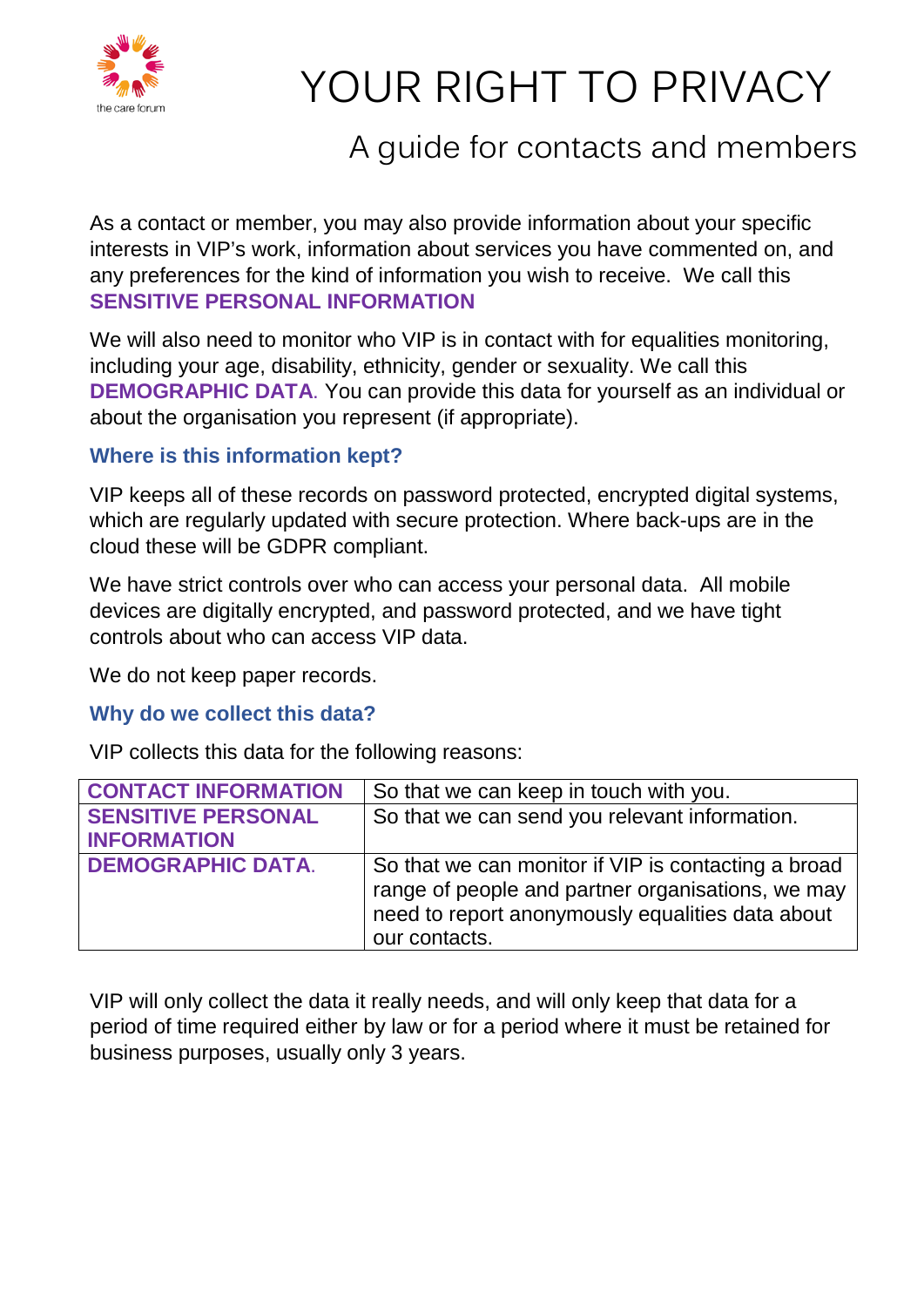# YOUR RIGHT TO PRIVACY

## A guide for contacts and members

As a contact or member, you may also provide information about your specific interests in VIP's work, information about services you have commented on, and any preferences for the kind of information you wish to receive. We call this **SENSITIVE PERSONAL INFORMATION**

We will also need to monitor who VIP is in contact with for equalities monitoring, including your age, disability, ethnicity, gender or sexuality. We call this **DEMOGRAPHIC DATA**. You can provide this data for yourself as an individual or about the organisation you represent (if appropriate).

### Where is this information kept?

VIP keeps all of these records on password protected, encrypted digital systems, which are regularly updated with secure protection. Where back-ups are in the cloud these will be GDPR compliant.

We have strict controls over who can access your personal data. All mobile devices are digitally encrypted, and password protected, and we have tight controls about who can access VIP data.

We do not keep paper records.

### Why do we collect this data?

VIP collects this data for the following reasons:

| | |
|---|---|
| **CONTACT INFORMATION** | So that we can keep in touch with you. |
| **SENSITIVE PERSONAL INFORMATION** | So that we can send you relevant information. |
| **DEMOGRAPHIC DATA.** | So that we can monitor if VIP is contacting a broad range of people and partner organisations, we may need to report anonymously equalities data about our contacts. |

VIP will only collect the data it really needs, and will only keep that data for a period of time required either by law or for a period where it must be retained for business purposes, usually only 3 years.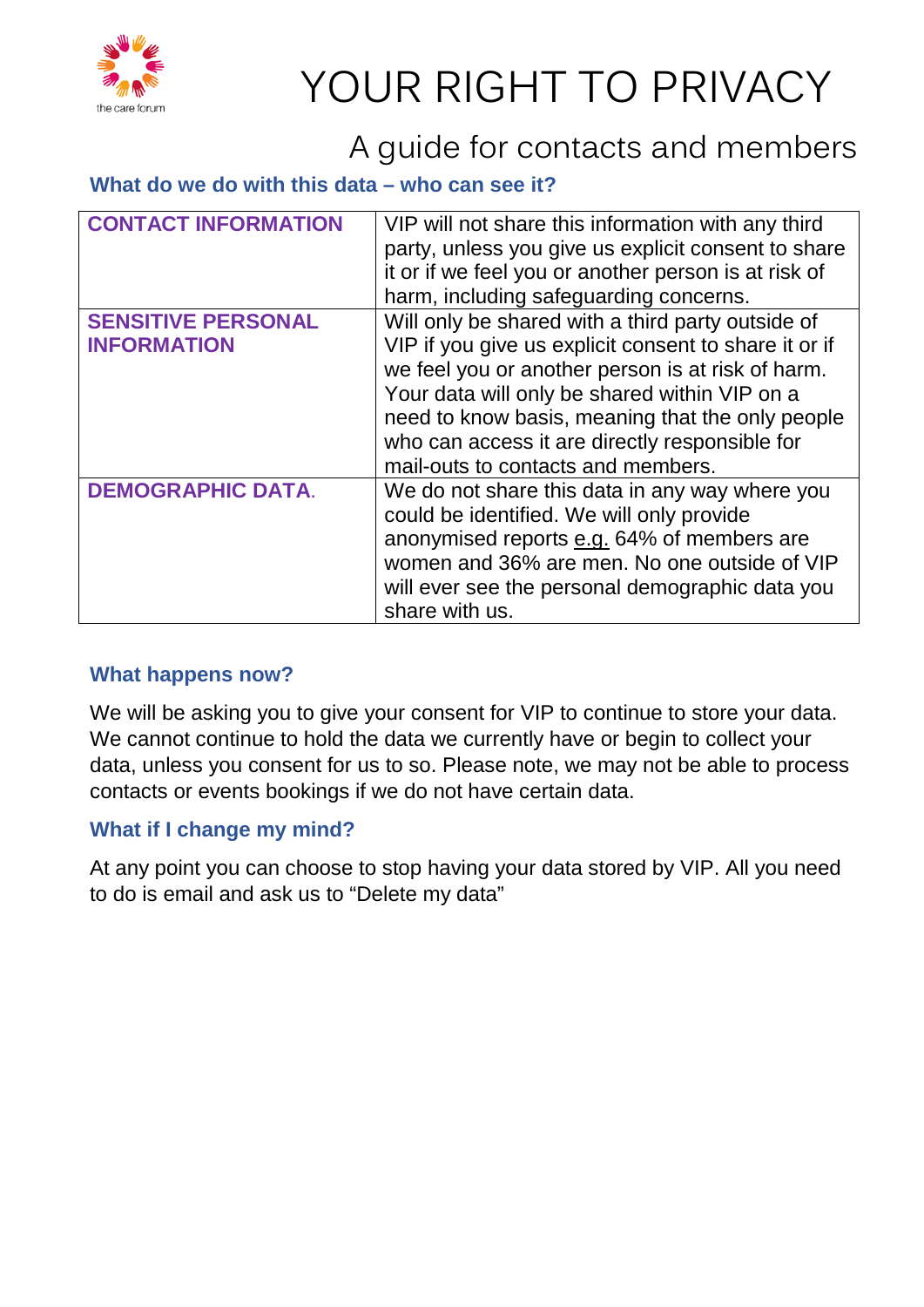the care forum

# YOUR RIGHT TO PRIVACY

## A guide for contacts and members

### What do we do with this data – who can see it?

| | |
|---|---|
| **CONTACT INFORMATION** | VIP will not share this information with any third party, unless you give us explicit consent to share it or if we feel you or another person is at risk of harm, including safeguarding concerns. |
| **SENSITIVE PERSONAL INFORMATION** | Will only be shared with a third party outside of VIP if you give us explicit consent to share it or if we feel you or another person is at risk of harm. Your data will only be shared within VIP on a need to know basis, meaning that the only people who can access it are directly responsible for mail-outs to contacts and members. |
| **DEMOGRAPHIC DATA**. | We do not share this data in any way where you could be identified. We will only provide anonymised reports e.g. 64% of members are women and 36% are men. No one outside of VIP will ever see the personal demographic data you share with us. |

### What happens now?

We will be asking you to give your consent for VIP to continue to store your data. We cannot continue to hold the data we currently have or begin to collect your data, unless you consent for us to so. Please note, we may not be able to process contacts or events bookings if we do not have certain data.

### What if I change my mind?

At any point you can choose to stop having your data stored by VIP. All you need to do is email and ask us to "Delete my data"